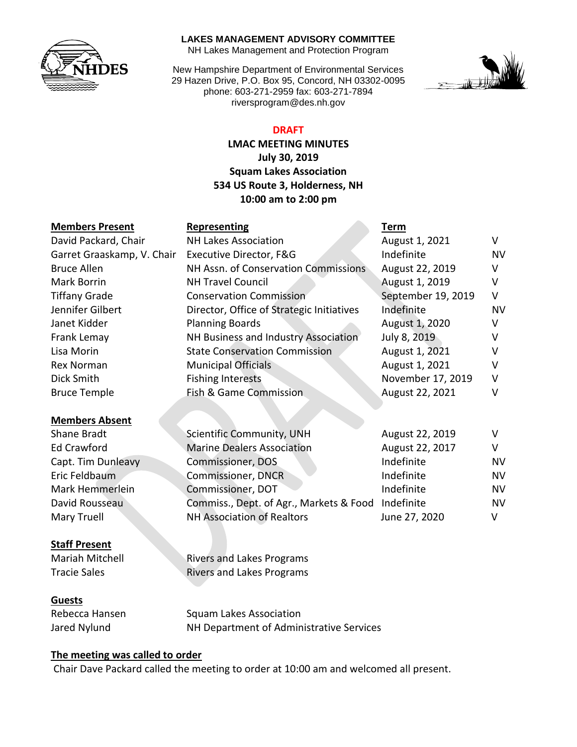**LAKES MANAGEMENT ADVISORY COMMITTEE**
NH Lakes Management and Protection Program

New Hampshire Department of Environmental Services
29 Hazen Drive, P.O. Box 95, Concord, NH 03302-0095
phone: 603-271-2959 fax: 603-271-7894
riversprogram@des.nh.gov

**DRAFT**

**LMAC MEETING MINUTES**
**July 30, 2019**
**Squam Lakes Association**
**534 US Route 3, Holderness, NH**
**10:00 am to 2:00 pm**

| **Members Present** | **Representing** | **Term** | |
|---|---|---|---|
| David Packard, Chair | NH Lakes Association | August 1, 2021 | V |
| Garret Graaskamp, V. Chair | Executive Director, F&G | Indefinite | NV |
| Bruce Allen | NH Assn. of Conservation Commissions | August 22, 2019 | V |
| Mark Borrin | NH Travel Council | August 1, 2019 | V |
| Tiffany Grade | Conservation Commission | September 19, 2019 | V |
| Jennifer Gilbert | Director, Office of Strategic Initiatives | Indefinite | NV |
| Janet Kidder | Planning Boards | August 1, 2020 | V |
| Frank Lemay | NH Business and Industry Association | July 8, 2019 | V |
| Lisa Morin | State Conservation Commission | August 1, 2021 | V |
| Rex Norman | Municipal Officials | August 1, 2021 | V |
| Dick Smith | Fishing Interests | November 17, 2019 | V |
| Bruce Temple | Fish & Game Commission | August 22, 2021 | V |

| **Members Absent** | | | |
|---|---|---|---|
| Shane Bradt | Scientific Community, UNH | August 22, 2019 | V |
| Ed Crawford | Marine Dealers Association | August 22, 2017 | V |
| Capt. Tim Dunleavy | Commissioner, DOS | Indefinite | NV |
| Eric Feldbaum | Commissioner, DNCR | Indefinite | NV |
| Mark Hemmerlein | Commissioner, DOT | Indefinite | NV |
| David Rousseau | Commiss., Dept. of Agr., Markets & Food | Indefinite | NV |
| Mary Truell | NH Association of Realtors | June 27, 2020 | V |

| **Staff Present** | |
|---|---|
| Mariah Mitchell | Rivers and Lakes Programs |
| Tracie Sales | Rivers and Lakes Programs |

| **Guests** | |
|---|---|
| Rebecca Hansen | Squam Lakes Association |
| Jared Nylund | NH Department of Administrative Services |

**The meeting was called to order**

Chair Dave Packard called the meeting to order at 10:00 am and welcomed all present.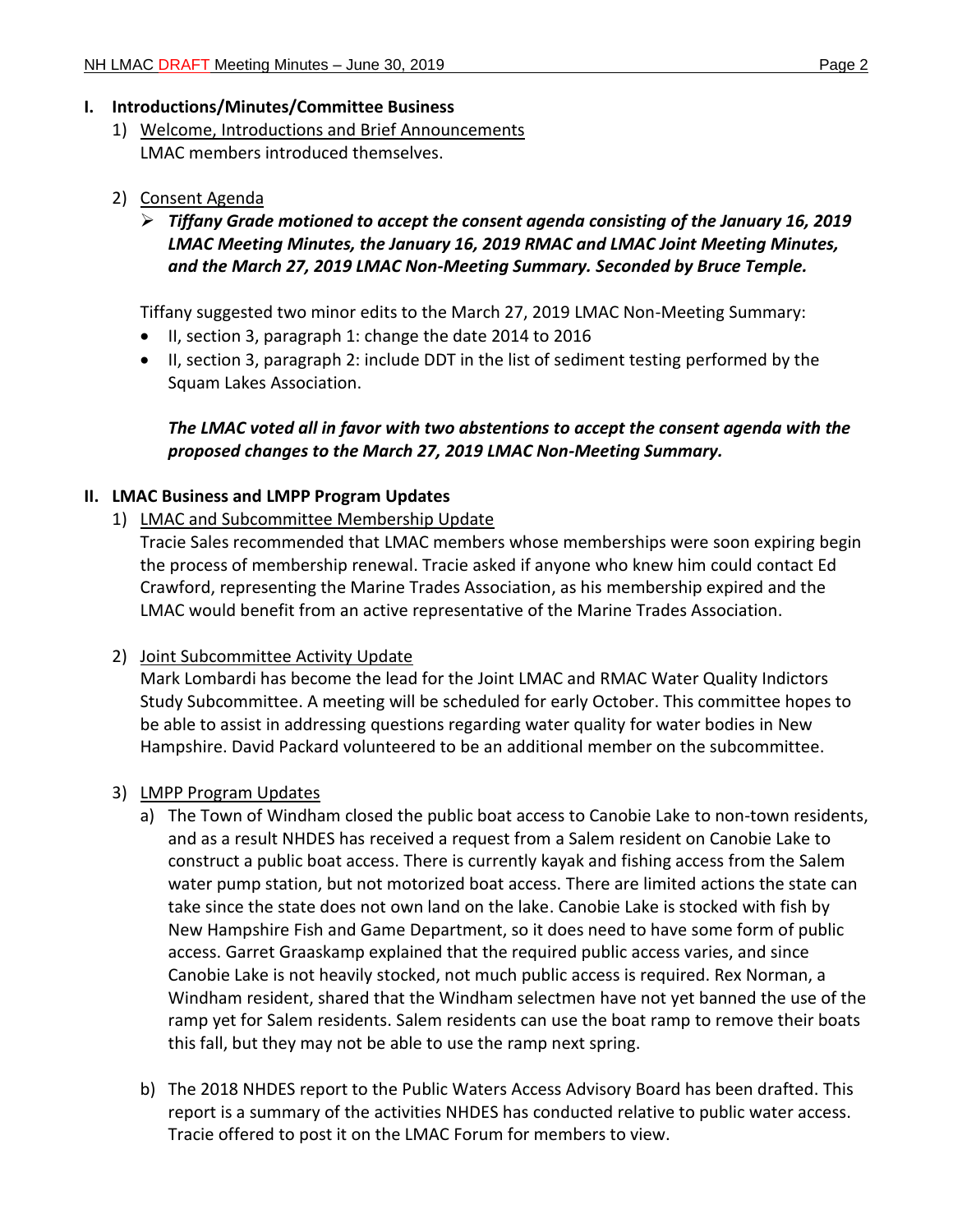## I. Introductions/Minutes/Committee Business

1) Welcome, Introductions and Brief Announcements

LMAC members introduced themselves.

2) Consent Agenda

- ***Tiffany Grade motioned to accept the consent agenda consisting of the January 16, 2019 LMAC Meeting Minutes, the January 16, 2019 RMAC and LMAC Joint Meeting Minutes, and the March 27, 2019 LMAC Non-Meeting Summary. Seconded by Bruce Temple.***

Tiffany suggested two minor edits to the March 27, 2019 LMAC Non-Meeting Summary:

- II, section 3, paragraph 1: change the date 2014 to 2016
- II, section 3, paragraph 2: include DDT in the list of sediment testing performed by the Squam Lakes Association.

***The LMAC voted all in favor with two abstentions to accept the consent agenda with the proposed changes to the March 27, 2019 LMAC Non-Meeting Summary.***

## II. LMAC Business and LMPP Program Updates

1) LMAC and Subcommittee Membership Update

Tracie Sales recommended that LMAC members whose memberships were soon expiring begin the process of membership renewal. Tracie asked if anyone who knew him could contact Ed Crawford, representing the Marine Trades Association, as his membership expired and the LMAC would benefit from an active representative of the Marine Trades Association.

2) Joint Subcommittee Activity Update

Mark Lombardi has become the lead for the Joint LMAC and RMAC Water Quality Indictors Study Subcommittee. A meeting will be scheduled for early October. This committee hopes to be able to assist in addressing questions regarding water quality for water bodies in New Hampshire. David Packard volunteered to be an additional member on the subcommittee.

3) LMPP Program Updates

a) The Town of Windham closed the public boat access to Canobie Lake to non-town residents, and as a result NHDES has received a request from a Salem resident on Canobie Lake to construct a public boat access. There is currently kayak and fishing access from the Salem water pump station, but not motorized boat access. There are limited actions the state can take since the state does not own land on the lake. Canobie Lake is stocked with fish by New Hampshire Fish and Game Department, so it does need to have some form of public access. Garret Graaskamp explained that the required public access varies, and since Canobie Lake is not heavily stocked, not much public access is required. Rex Norman, a Windham resident, shared that the Windham selectmen have not yet banned the use of the ramp yet for Salem residents. Salem residents can use the boat ramp to remove their boats this fall, but they may not be able to use the ramp next spring.

b) The 2018 NHDES report to the Public Waters Access Advisory Board has been drafted. This report is a summary of the activities NHDES has conducted relative to public water access. Tracie offered to post it on the LMAC Forum for members to view.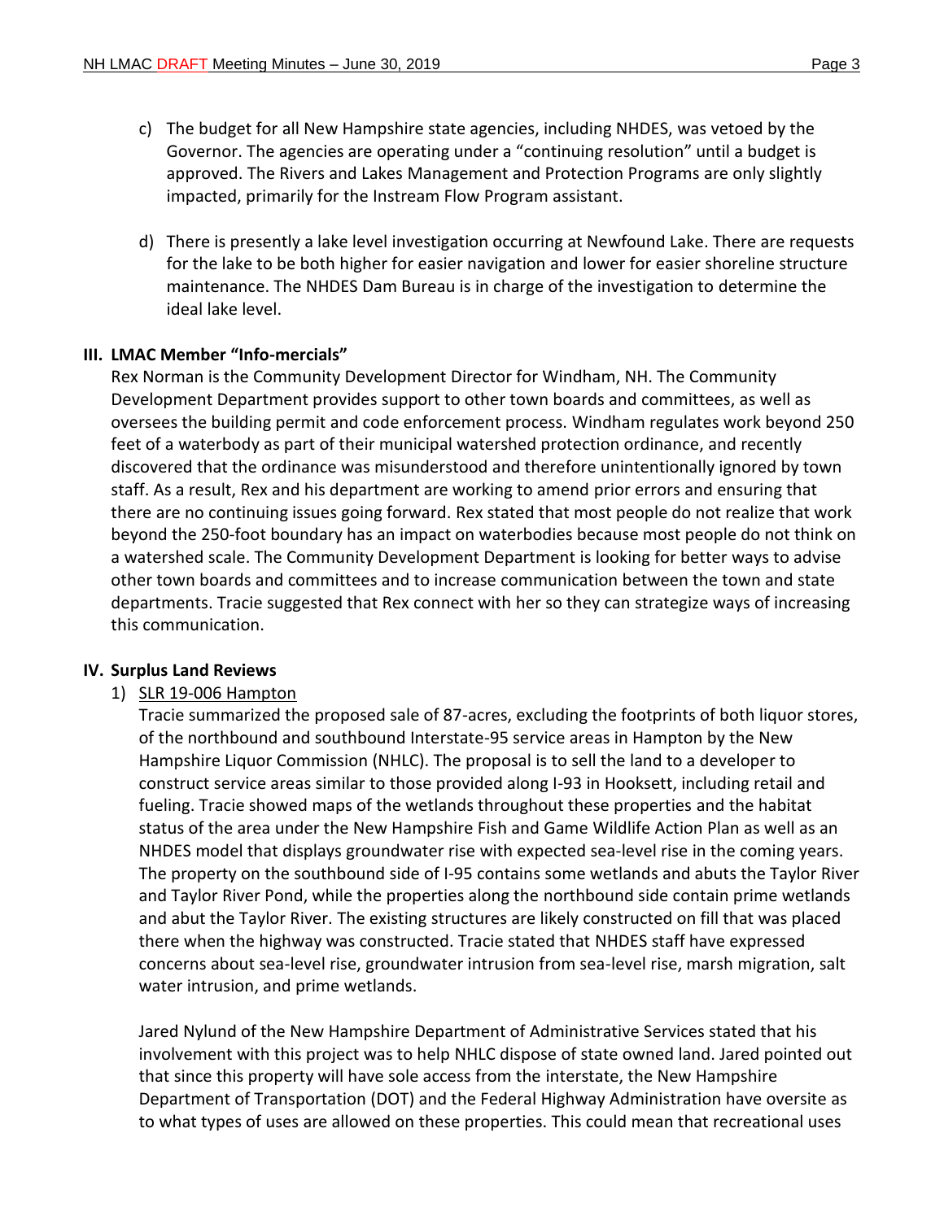c) The budget for all New Hampshire state agencies, including NHDES, was vetoed by the Governor. The agencies are operating under a "continuing resolution" until a budget is approved. The Rivers and Lakes Management and Protection Programs are only slightly impacted, primarily for the Instream Flow Program assistant.

d) There is presently a lake level investigation occurring at Newfound Lake. There are requests for the lake to be both higher for easier navigation and lower for easier shoreline structure maintenance. The NHDES Dam Bureau is in charge of the investigation to determine the ideal lake level.

## III. LMAC Member "Info-mercials"

Rex Norman is the Community Development Director for Windham, NH. The Community Development Department provides support to other town boards and committees, as well as oversees the building permit and code enforcement process. Windham regulates work beyond 250 feet of a waterbody as part of their municipal watershed protection ordinance, and recently discovered that the ordinance was misunderstood and therefore unintentionally ignored by town staff. As a result, Rex and his department are working to amend prior errors and ensuring that there are no continuing issues going forward. Rex stated that most people do not realize that work beyond the 250-foot boundary has an impact on waterbodies because most people do not think on a watershed scale. The Community Development Department is looking for better ways to advise other town boards and committees and to increase communication between the town and state departments. Tracie suggested that Rex connect with her so they can strategize ways of increasing this communication.

## IV. Surplus Land Reviews

1) SLR 19-006 Hampton

Tracie summarized the proposed sale of 87-acres, excluding the footprints of both liquor stores, of the northbound and southbound Interstate-95 service areas in Hampton by the New Hampshire Liquor Commission (NHLC). The proposal is to sell the land to a developer to construct service areas similar to those provided along I-93 in Hooksett, including retail and fueling. Tracie showed maps of the wetlands throughout these properties and the habitat status of the area under the New Hampshire Fish and Game Wildlife Action Plan as well as an NHDES model that displays groundwater rise with expected sea-level rise in the coming years. The property on the southbound side of I-95 contains some wetlands and abuts the Taylor River and Taylor River Pond, while the properties along the northbound side contain prime wetlands and abut the Taylor River. The existing structures are likely constructed on fill that was placed there when the highway was constructed. Tracie stated that NHDES staff have expressed concerns about sea-level rise, groundwater intrusion from sea-level rise, marsh migration, salt water intrusion, and prime wetlands.

Jared Nylund of the New Hampshire Department of Administrative Services stated that his involvement with this project was to help NHLC dispose of state owned land. Jared pointed out that since this property will have sole access from the interstate, the New Hampshire Department of Transportation (DOT) and the Federal Highway Administration have oversite as to what types of uses are allowed on these properties. This could mean that recreational uses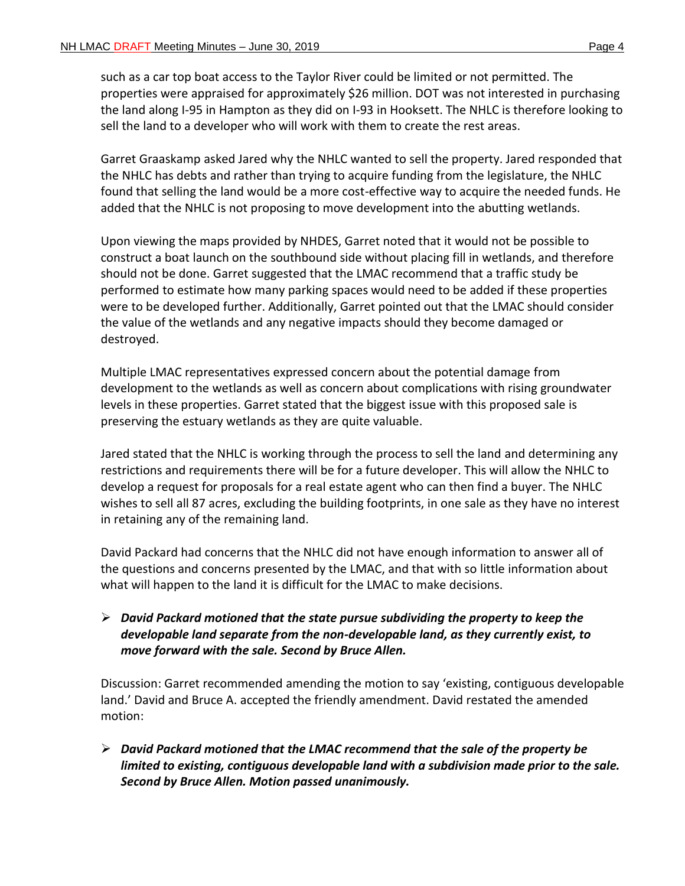such as a car top boat access to the Taylor River could be limited or not permitted. The properties were appraised for approximately $26 million. DOT was not interested in purchasing the land along I-95 in Hampton as they did on I-93 in Hooksett. The NHLC is therefore looking to sell the land to a developer who will work with them to create the rest areas.

Garret Graaskamp asked Jared why the NHLC wanted to sell the property. Jared responded that the NHLC has debts and rather than trying to acquire funding from the legislature, the NHLC found that selling the land would be a more cost-effective way to acquire the needed funds. He added that the NHLC is not proposing to move development into the abutting wetlands.

Upon viewing the maps provided by NHDES, Garret noted that it would not be possible to construct a boat launch on the southbound side without placing fill in wetlands, and therefore should not be done. Garret suggested that the LMAC recommend that a traffic study be performed to estimate how many parking spaces would need to be added if these properties were to be developed further. Additionally, Garret pointed out that the LMAC should consider the value of the wetlands and any negative impacts should they become damaged or destroyed.

Multiple LMAC representatives expressed concern about the potential damage from development to the wetlands as well as concern about complications with rising groundwater levels in these properties. Garret stated that the biggest issue with this proposed sale is preserving the estuary wetlands as they are quite valuable.

Jared stated that the NHLC is working through the process to sell the land and determining any restrictions and requirements there will be for a future developer. This will allow the NHLC to develop a request for proposals for a real estate agent who can then find a buyer. The NHLC wishes to sell all 87 acres, excluding the building footprints, in one sale as they have no interest in retaining any of the remaining land.

David Packard had concerns that the NHLC did not have enough information to answer all of the questions and concerns presented by the LMAC, and that with so little information about what will happen to the land it is difficult for the LMAC to make decisions.

- ***David Packard motioned that the state pursue subdividing the property to keep the developable land separate from the non-developable land, as they currently exist, to move forward with the sale. Second by Bruce Allen.***

Discussion: Garret recommended amending the motion to say 'existing, contiguous developable land.' David and Bruce A. accepted the friendly amendment. David restated the amended motion:

- ***David Packard motioned that the LMAC recommend that the sale of the property be limited to existing, contiguous developable land with a subdivision made prior to the sale. Second by Bruce Allen. Motion passed unanimously.***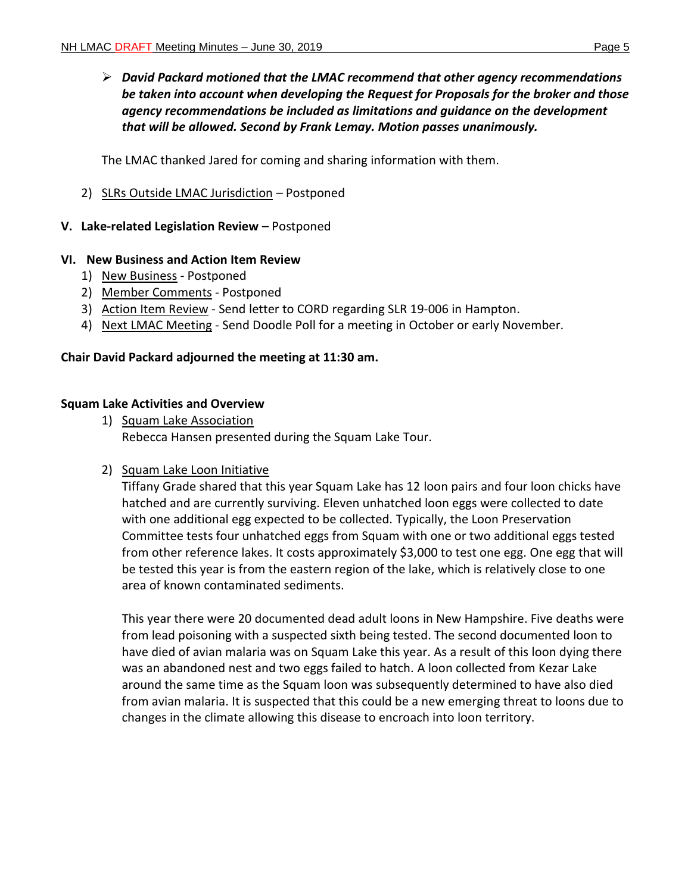- ***David Packard motioned that the LMAC recommend that other agency recommendations be taken into account when developing the Request for Proposals for the broker and those agency recommendations be included as limitations and guidance on the development that will be allowed. Second by Frank Lemay. Motion passes unanimously.***

The LMAC thanked Jared for coming and sharing information with them.

2) SLRs Outside LMAC Jurisdiction – Postponed

**V. Lake-related Legislation Review** – Postponed

**VI. New Business and Action Item Review**

1) New Business - Postponed
2) Member Comments - Postponed
3) Action Item Review - Send letter to CORD regarding SLR 19-006 in Hampton.
4) Next LMAC Meeting - Send Doodle Poll for a meeting in October or early November.

**Chair David Packard adjourned the meeting at 11:30 am.**

**Squam Lake Activities and Overview**

1) Squam Lake Association
   Rebecca Hansen presented during the Squam Lake Tour.

2) Squam Lake Loon Initiative
   Tiffany Grade shared that this year Squam Lake has 12 loon pairs and four loon chicks have hatched and are currently surviving. Eleven unhatched loon eggs were collected to date with one additional egg expected to be collected. Typically, the Loon Preservation Committee tests four unhatched eggs from Squam with one or two additional eggs tested from other reference lakes. It costs approximately $3,000 to test one egg. One egg that will be tested this year is from the eastern region of the lake, which is relatively close to one area of known contaminated sediments.

   This year there were 20 documented dead adult loons in New Hampshire. Five deaths were from lead poisoning with a suspected sixth being tested. The second documented loon to have died of avian malaria was on Squam Lake this year. As a result of this loon dying there was an abandoned nest and two eggs failed to hatch. A loon collected from Kezar Lake around the same time as the Squam loon was subsequently determined to have also died from avian malaria. It is suspected that this could be a new emerging threat to loons due to changes in the climate allowing this disease to encroach into loon territory.